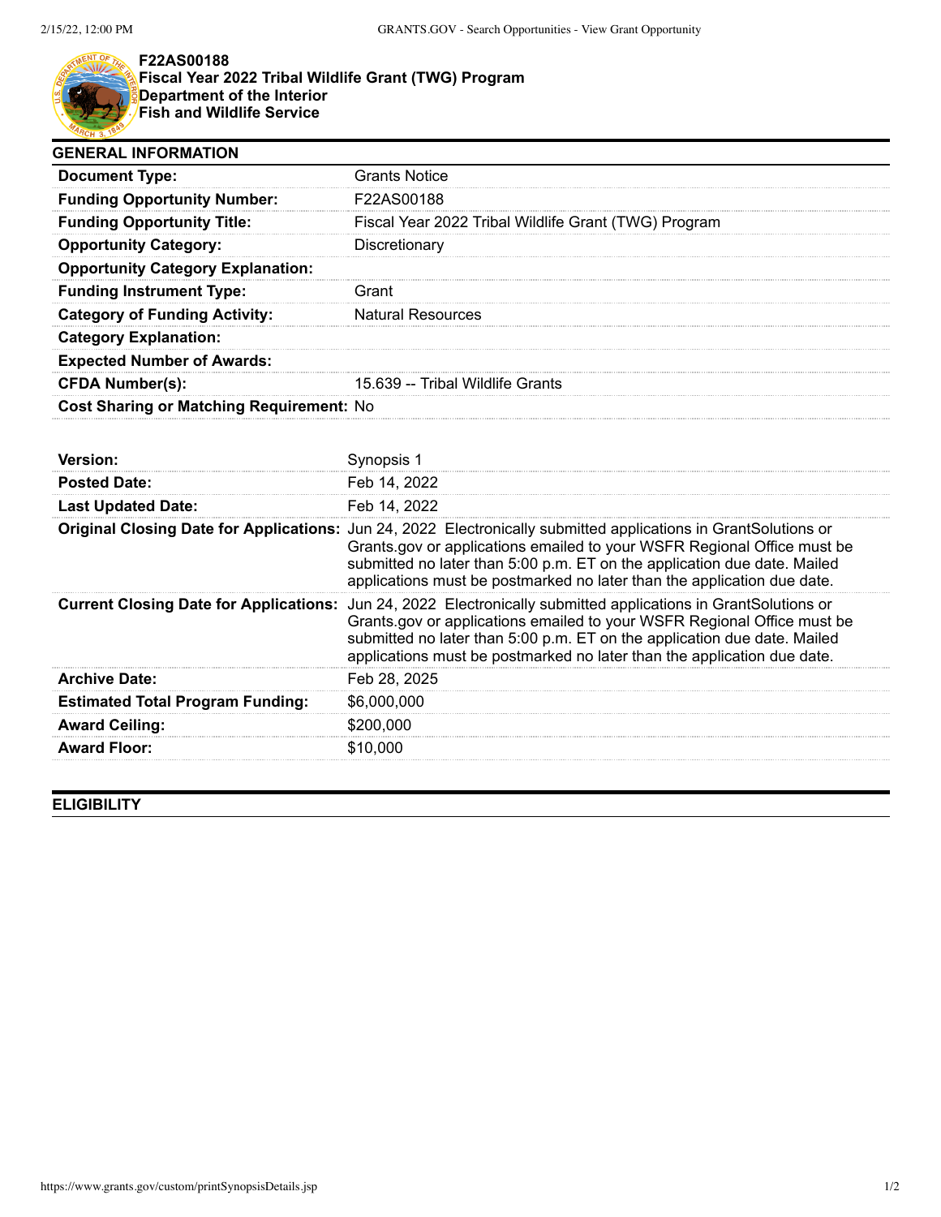# F22AS00188
# Fiscal Year 2022 Tribal Wildlife Grant (TWG) Program
## Department of the Interior
## Fish and Wildlife Service

## GENERAL INFORMATION

| | |
|---|---|
| **Document Type:** | Grants Notice |
| **Funding Opportunity Number:** | F22AS00188 |
| **Funding Opportunity Title:** | Fiscal Year 2022 Tribal Wildlife Grant (TWG) Program |
| **Opportunity Category:** | Discretionary |
| **Opportunity Category Explanation:** | |
| **Funding Instrument Type:** | Grant |
| **Category of Funding Activity:** | Natural Resources |
| **Category Explanation:** | |
| **Expected Number of Awards:** | |
| **CFDA Number(s):** | 15.639 -- Tribal Wildlife Grants |
| **Cost Sharing or Matching Requirement:** | No |

| | |
|---|---|
| **Version:** | Synopsis 1 |
| **Posted Date:** | Feb 14, 2022 |
| **Last Updated Date:** | Feb 14, 2022 |
| **Original Closing Date for Applications:** | Jun 24, 2022 Electronically submitted applications in GrantSolutions or Grants.gov or applications emailed to your WSFR Regional Office must be submitted no later than 5:00 p.m. ET on the application due date. Mailed applications must be postmarked no later than the application due date. |
| **Current Closing Date for Applications:** | Jun 24, 2022 Electronically submitted applications in GrantSolutions or Grants.gov or applications emailed to your WSFR Regional Office must be submitted no later than 5:00 p.m. ET on the application due date. Mailed applications must be postmarked no later than the application due date. |
| **Archive Date:** | Feb 28, 2025 |
| **Estimated Total Program Funding:** | $6,000,000 |
| **Award Ceiling:** | $200,000 |
| **Award Floor:** | $10,000 |

## ELIGIBILITY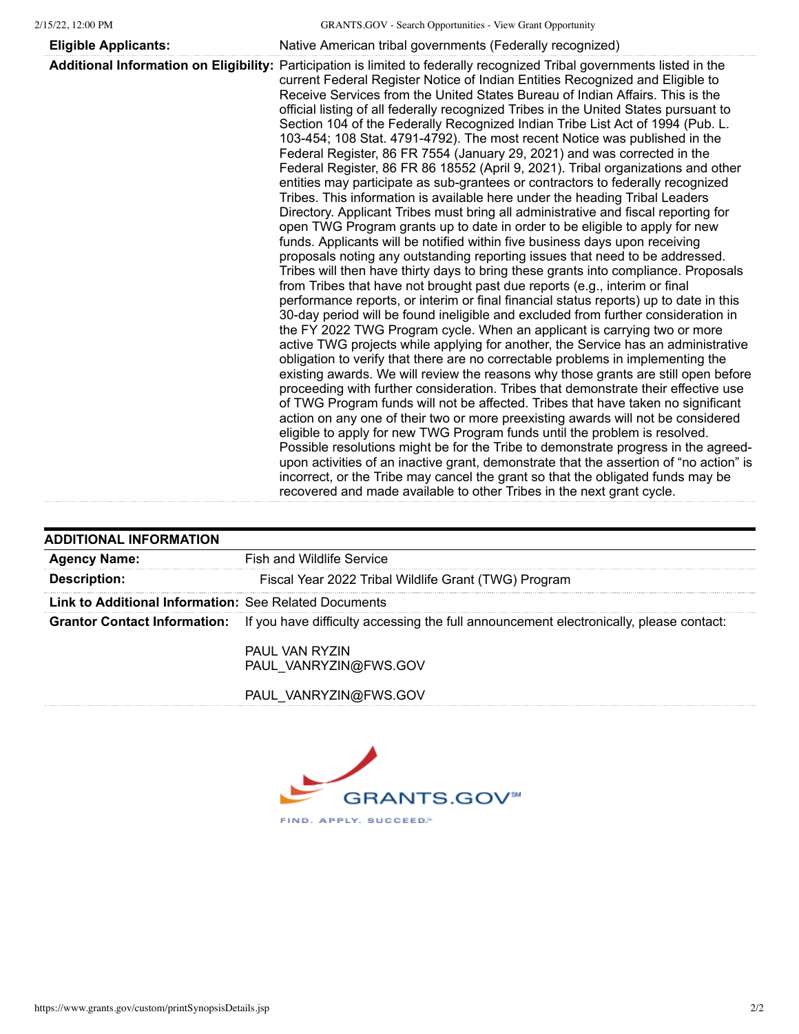| | |
|---|---|
| **Eligible Applicants:** | Native American tribal governments (Federally recognized) |
| **Additional Information on Eligibility:** | Participation is limited to federally recognized Tribal governments listed in the current Federal Register Notice of Indian Entities Recognized and Eligible to Receive Services from the United States Bureau of Indian Affairs. This is the official listing of all federally recognized Tribes in the United States pursuant to Section 104 of the Federally Recognized Indian Tribe List Act of 1994 (Pub. L. 103-454; 108 Stat. 4791-4792). The most recent Notice was published in the Federal Register, 86 FR 7554 (January 29, 2021) and was corrected in the Federal Register, 86 FR 86 18552 (April 9, 2021). Tribal organizations and other entities may participate as sub-grantees or contractors to federally recognized Tribes. This information is available here under the heading Tribal Leaders Directory. Applicant Tribes must bring all administrative and fiscal reporting for open TWG Program grants up to date in order to be eligible to apply for new funds. Applicants will be notified within five business days upon receiving proposals noting any outstanding reporting issues that need to be addressed. Tribes will then have thirty days to bring these grants into compliance. Proposals from Tribes that have not brought past due reports (e.g., interim or final performance reports, or interim or final financial status reports) up to date in this 30-day period will be found ineligible and excluded from further consideration in the FY 2022 TWG Program cycle. When an applicant is carrying two or more active TWG projects while applying for another, the Service has an administrative obligation to verify that there are no correctable problems in implementing the existing awards. We will review the reasons why those grants are still open before proceeding with further consideration. Tribes that demonstrate their effective use of TWG Program funds will not be affected. Tribes that have taken no significant action on any one of their two or more preexisting awards will not be considered eligible to apply for new TWG Program funds until the problem is resolved. Possible resolutions might be for the Tribe to demonstrate progress in the agreed-upon activities of an inactive grant, demonstrate that the assertion of "no action" is incorrect, or the Tribe may cancel the grant so that the obligated funds may be recovered and made available to other Tribes in the next grant cycle. |

## ADDITIONAL INFORMATION

| | |
|---|---|
| **Agency Name:** | Fish and Wildlife Service |
| **Description:** | Fiscal Year 2022 Tribal Wildlife Grant (TWG) Program |
| **Link to Additional Information:** | See Related Documents |
| **Grantor Contact Information:** | If you have difficulty accessing the full announcement electronically, please contact:<br><br>PAUL VAN RYZIN<br>PAUL_VANRYZIN@FWS.GOV<br><br>PAUL_VANRYZIN@FWS.GOV |

GRANTS.GOV℠

FIND. APPLY. SUCCEED.℠